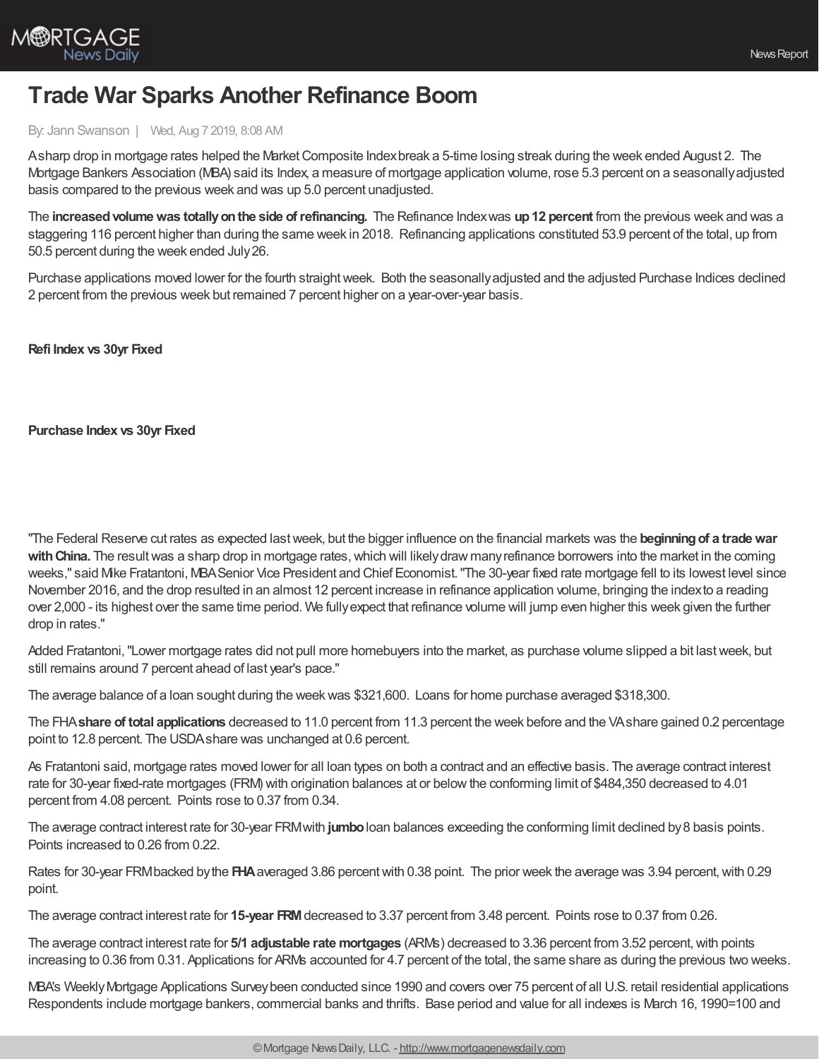# Trade War Sparks Another Refinance Boom

By: Jann Swanson | Wed, Aug 7 2019, 8:08 AM

A sharp drop in mortgage rates helped the Market Composite Index break a 5-time losing streak during the week ended August 2. The Mortgage Bankers Association (MBA) said its Index, a measure of mortgage application volume, rose 5.3 percent on a seasonally adjusted basis compared to the previous week and was up 5.0 percent unadjusted.

The **increased volume was totally on the side of refinancing.** The Refinance Index was **up 12 percent** from the previous week and was a staggering 116 percent higher than during the same week in 2018. Refinancing applications constituted 53.9 percent of the total, up from 50.5 percent during the week ended July 26.

Purchase applications moved lower for the fourth straight week. Both the seasonally adjusted and the adjusted Purchase Indices declined 2 percent from the previous week but remained 7 percent higher on a year-over-year basis.

**Refi Index vs 30yr Fixed**

**Purchase Index vs 30yr Fixed**

"The Federal Reserve cut rates as expected last week, but the bigger influence on the financial markets was the **beginning of a trade war with China.** The result was a sharp drop in mortgage rates, which will likely draw many refinance borrowers into the market in the coming weeks," said Mike Fratantoni, MBA Senior Vice President and Chief Economist. "The 30-year fixed rate mortgage fell to its lowest level since November 2016, and the drop resulted in an almost 12 percent increase in refinance application volume, bringing the index to a reading over 2,000 - its highest over the same time period. We fully expect that refinance volume will jump even higher this week given the further drop in rates."

Added Fratantoni, "Lower mortgage rates did not pull more homebuyers into the market, as purchase volume slipped a bit last week, but still remains around 7 percent ahead of last year's pace."

The average balance of a loan sought during the week was $321,600. Loans for home purchase averaged $318,300.

The FHA **share of total applications** decreased to 11.0 percent from 11.3 percent the week before and the VA share gained 0.2 percentage point to 12.8 percent. The USDA share was unchanged at 0.6 percent.

As Fratantoni said, mortgage rates moved lower for all loan types on both a contract and an effective basis. The average contract interest rate for 30-year fixed-rate mortgages (FRM) with origination balances at or below the conforming limit of $484,350 decreased to 4.01 percent from 4.08 percent. Points rose to 0.37 from 0.34.

The average contract interest rate for 30-year FRM with **jumbo** loan balances exceeding the conforming limit declined by 8 basis points. Points increased to 0.26 from 0.22.

Rates for 30-year FRM backed by the **FHA** averaged 3.86 percent with 0.38 point. The prior week the average was 3.94 percent, with 0.29 point.

The average contract interest rate for **15-year FRM** decreased to 3.37 percent from 3.48 percent. Points rose to 0.37 from 0.26.

The average contract interest rate for **5/1 adjustable rate mortgages** (ARMs) decreased to 3.36 percent from 3.52 percent, with points increasing to 0.36 from 0.31. Applications for ARMs accounted for 4.7 percent of the total, the same share as during the previous two weeks.

MBA's Weekly Mortgage Applications Survey been conducted since 1990 and covers over 75 percent of all U.S. retail residential applications Respondents include mortgage bankers, commercial banks and thrifts. Base period and value for all indexes is March 16, 1990=100 and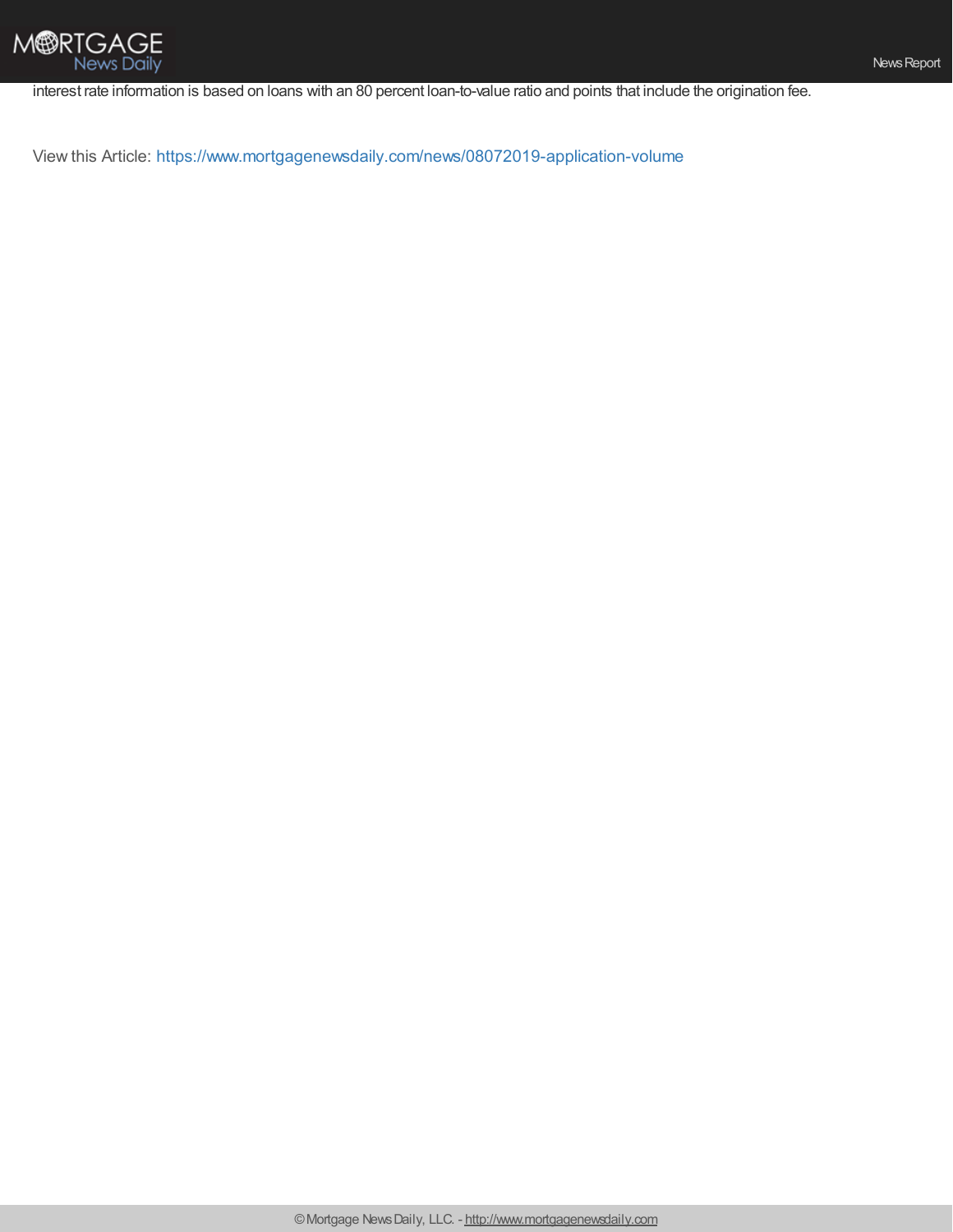interest rate information is based on loans with an 80 percent loan-to-value ratio and points that include the origination fee.

View this Article: https://www.mortgagenewsdaily.com/news/08072019-application-volume